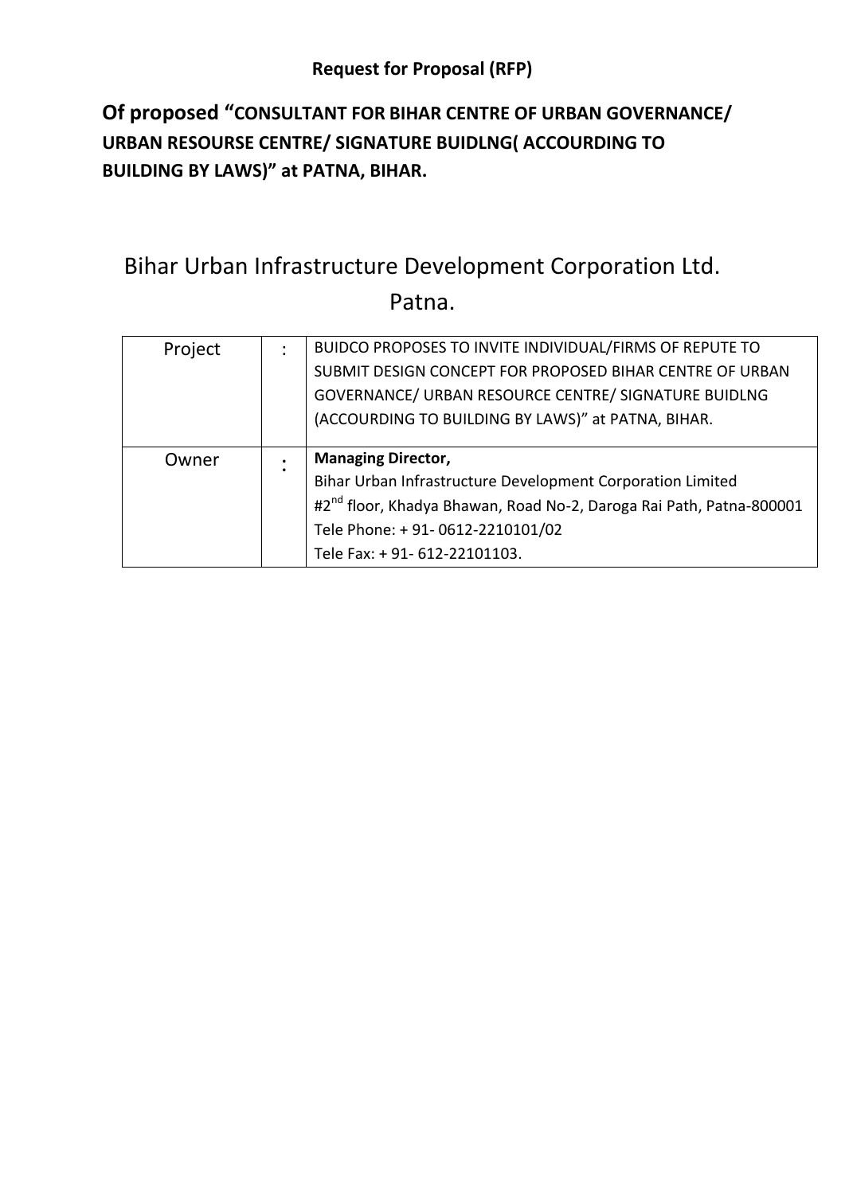**Request for Proposal (RFP)**

**Of proposed "CONSULTANT FOR BIHAR CENTRE OF URBAN GOVERNANCE/ URBAN RESOURSE CENTRE/ SIGNATURE BUIDLNG( ACCOURDING TO BUILDING BY LAWS)" at PATNA, BIHAR.**

# Bihar Urban Infrastructure Development Corporation Ltd. Patna.

| | | |
|---|---|---|
| Project | : | BUIDCO PROPOSES TO INVITE INDIVIDUAL/FIRMS OF REPUTE TO SUBMIT DESIGN CONCEPT FOR PROPOSED BIHAR CENTRE OF URBAN GOVERNANCE/ URBAN RESOURCE CENTRE/ SIGNATURE BUIDLNG (ACCOURDING TO BUILDING BY LAWS)" at PATNA, BIHAR. |
| Owner | : | **Managing Director,**<br>Bihar Urban Infrastructure Development Corporation Limited<br>#2nd floor, Khadya Bhawan, Road No-2, Daroga Rai Path, Patna-800001<br>Tele Phone: + 91- 0612-2210101/02<br>Tele Fax: + 91- 612-22101103. |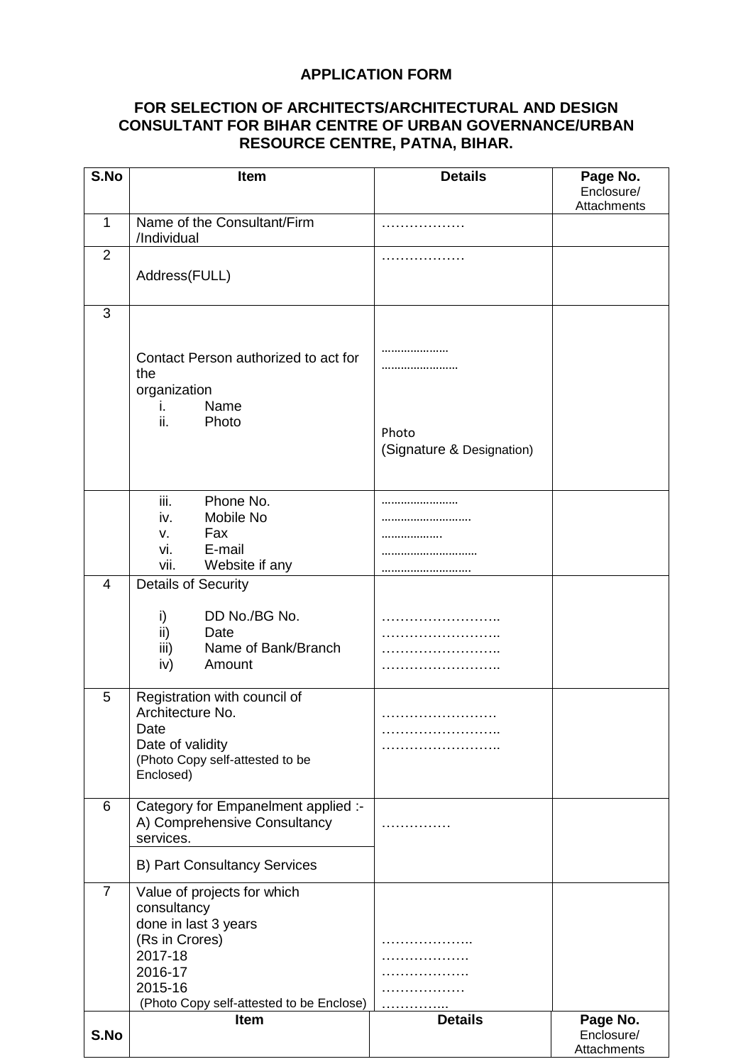**APPLICATION FORM**

**FOR SELECTION OF ARCHITECTS/ARCHITECTURAL AND DESIGN CONSULTANT FOR BIHAR CENTRE OF URBAN GOVERNANCE/URBAN RESOURCE CENTRE, PATNA, BIHAR.**

| S.No | Item | Details | Page No. Enclosure/ Attachments |
|---|---|---|---|
| 1 | Name of the Consultant/Firm /Individual | ……………… | |
| 2 | Address(FULL) | ……………… | |
| 3 | Contact Person authorized to act for the organization<br>i. Name<br>ii. Photo | …………………<br>……………………<br><br>Photo<br>(Signature & Designation) | |
| | iii. Phone No.<br>iv. Mobile No<br>v. Fax<br>vi. E-mail<br>vii. Website if any | ……………………<br>………………………<br>………………<br>…………………………<br>……………………… | |
| 4 | Details of Security<br>i) DD No./BG No.<br>ii) Date<br>iii) Name of Bank/Branch<br>iv) Amount | ……………………..<br>……………………..<br>……………………..<br>…………………….. | |
| 5 | Registration with council of Architecture No.<br>Date<br>Date of validity<br>(Photo Copy self-attested to be Enclosed) | ……………………<br>……………………..<br>…………………….. | |
| 6 | Category for Empanelment applied :-<br>A) Comprehensive Consultancy services.<br>B) Part Consultancy Services | …………… | |
| 7 | Value of projects for which consultancy done in last 3 years (Rs in Crores)<br>2017-18<br>2016-17<br>2015-16<br>(Photo Copy self-attested to be Enclose) | ………………..<br>……………….<br>……………….<br>………………<br>………….. | |
| S.No | Item | Details | Page No. Enclosure/ Attachments |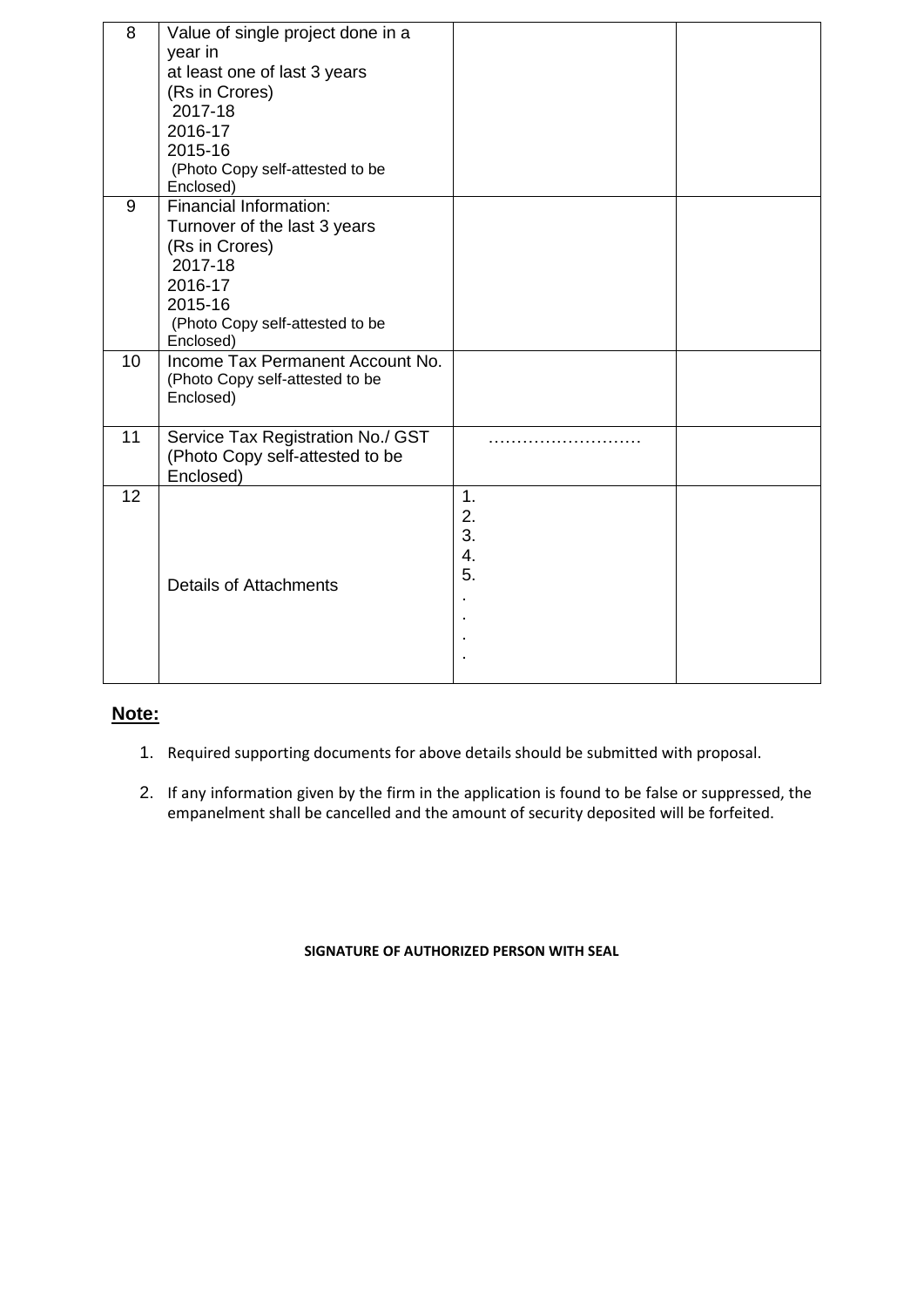| 8 | Value of single project done in a year in at least one of last 3 years (Rs in Crores)<br>2017-18<br>2016-17<br>2015-16<br>(Photo Copy self-attested to be Enclosed) | | |
|---|---|---|---|
| 9 | Financial Information:<br>Turnover of the last 3 years (Rs in Crores)<br>2017-18<br>2016-17<br>2015-16<br>(Photo Copy self-attested to be Enclosed) | | |
| 10 | Income Tax Permanent Account No.<br>(Photo Copy self-attested to be Enclosed) | | |
| 11 | Service Tax Registration No./ GST<br>(Photo Copy self-attested to be Enclosed) | ……………………… | |
| 12 | Details of Attachments | 1.<br>2.<br>3.<br>4.<br>5.<br>.<br>.<br>.<br>. | |

**Note:**

1. Required supporting documents for above details should be submitted with proposal.
2. If any information given by the firm in the application is found to be false or suppressed, the empanelment shall be cancelled and the amount of security deposited will be forfeited.

**SIGNATURE OF AUTHORIZED PERSON WITH SEAL**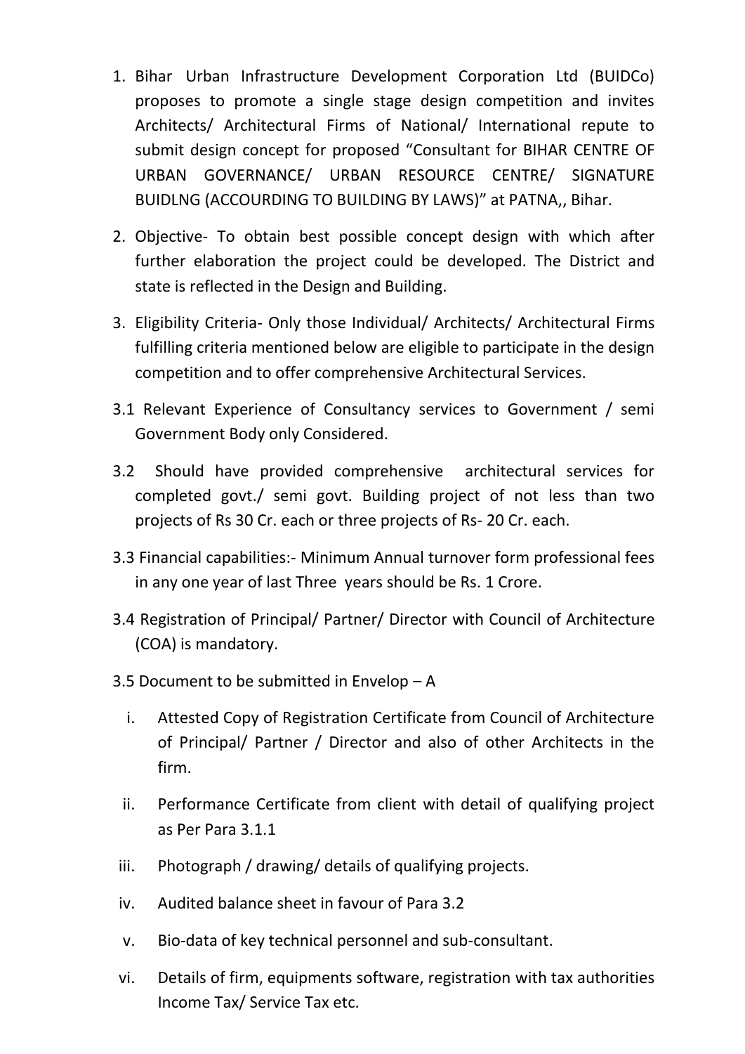1. Bihar Urban Infrastructure Development Corporation Ltd (BUIDCo) proposes to promote a single stage design competition and invites Architects/ Architectural Firms of National/ International repute to submit design concept for proposed "Consultant for BIHAR CENTRE OF URBAN GOVERNANCE/ URBAN RESOURCE CENTRE/ SIGNATURE BUIDLNG (ACCOURDING TO BUILDING BY LAWS)" at PATNA,, Bihar.

2. Objective- To obtain best possible concept design with which after further elaboration the project could be developed. The District and state is reflected in the Design and Building.

3. Eligibility Criteria- Only those Individual/ Architects/ Architectural Firms fulfilling criteria mentioned below are eligible to participate in the design competition and to offer comprehensive Architectural Services.

3.1 Relevant Experience of Consultancy services to Government / semi Government Body only Considered.

3.2 Should have provided comprehensive architectural services for completed govt./ semi govt. Building project of not less than two projects of Rs 30 Cr. each or three projects of Rs- 20 Cr. each.

3.3 Financial capabilities:- Minimum Annual turnover form professional fees in any one year of last Three years should be Rs. 1 Crore.

3.4 Registration of Principal/ Partner/ Director with Council of Architecture (COA) is mandatory.

3.5 Document to be submitted in Envelop – A

   i. Attested Copy of Registration Certificate from Council of Architecture of Principal/ Partner / Director and also of other Architects in the firm.
   ii. Performance Certificate from client with detail of qualifying project as Per Para 3.1.1
   iii. Photograph / drawing/ details of qualifying projects.
   iv. Audited balance sheet in favour of Para 3.2
   v. Bio-data of key technical personnel and sub-consultant.
   vi. Details of firm, equipments software, registration with tax authorities Income Tax/ Service Tax etc.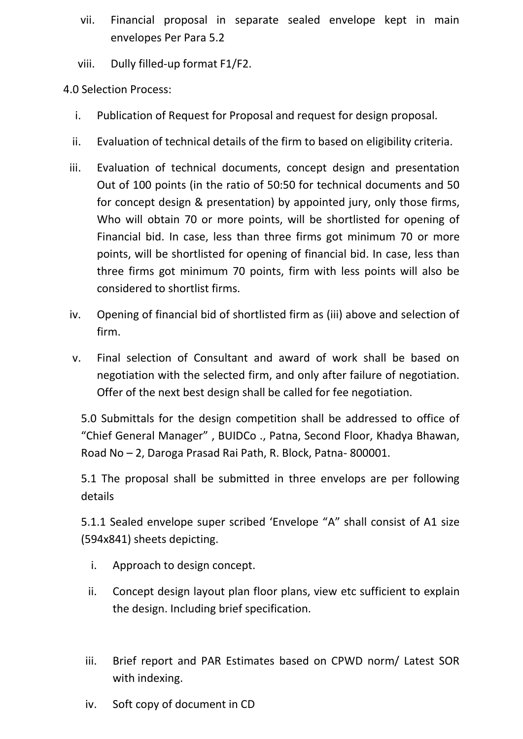vii. Financial proposal in separate sealed envelope kept in main envelopes Per Para 5.2

viii. Dully filled-up format F1/F2.

4.0 Selection Process:

i. Publication of Request for Proposal and request for design proposal.

ii. Evaluation of technical details of the firm to based on eligibility criteria.

iii. Evaluation of technical documents, concept design and presentation Out of 100 points (in the ratio of 50:50 for technical documents and 50 for concept design & presentation) by appointed jury, only those firms, Who will obtain 70 or more points, will be shortlisted for opening of Financial bid. In case, less than three firms got minimum 70 or more points, will be shortlisted for opening of financial bid. In case, less than three firms got minimum 70 points, firm with less points will also be considered to shortlist firms.

iv. Opening of financial bid of shortlisted firm as (iii) above and selection of firm.

v. Final selection of Consultant and award of work shall be based on negotiation with the selected firm, and only after failure of negotiation. Offer of the next best design shall be called for fee negotiation.

5.0 Submittals for the design competition shall be addressed to office of "Chief General Manager" , BUIDCo ., Patna, Second Floor, Khadya Bhawan, Road No – 2, Daroga Prasad Rai Path, R. Block, Patna- 800001.

5.1 The proposal shall be submitted in three envelops are per following details

5.1.1 Sealed envelope super scribed 'Envelope "A" shall consist of A1 size (594x841) sheets depicting.

i. Approach to design concept.

ii. Concept design layout plan floor plans, view etc sufficient to explain the design. Including brief specification.

iii. Brief report and PAR Estimates based on CPWD norm/ Latest SOR with indexing.

iv. Soft copy of document in CD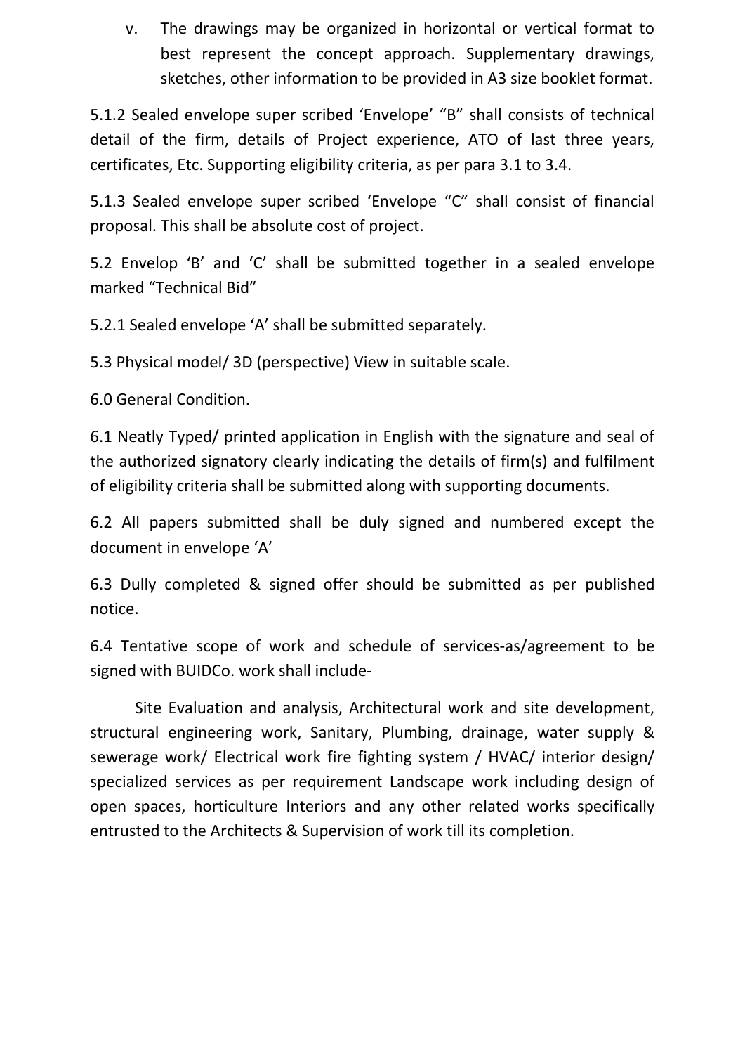v. The drawings may be organized in horizontal or vertical format to best represent the concept approach. Supplementary drawings, sketches, other information to be provided in A3 size booklet format.

5.1.2 Sealed envelope super scribed 'Envelope' "B" shall consists of technical detail of the firm, details of Project experience, ATO of last three years, certificates, Etc. Supporting eligibility criteria, as per para 3.1 to 3.4.

5.1.3 Sealed envelope super scribed 'Envelope "C" shall consist of financial proposal. This shall be absolute cost of project.

5.2 Envelop 'B' and 'C' shall be submitted together in a sealed envelope marked "Technical Bid"

5.2.1 Sealed envelope 'A' shall be submitted separately.

5.3 Physical model/ 3D (perspective) View in suitable scale.

6.0 General Condition.

6.1 Neatly Typed/ printed application in English with the signature and seal of the authorized signatory clearly indicating the details of firm(s) and fulfilment of eligibility criteria shall be submitted along with supporting documents.

6.2 All papers submitted shall be duly signed and numbered except the document in envelope 'A'

6.3 Dully completed & signed offer should be submitted as per published notice.

6.4 Tentative scope of work and schedule of services-as/agreement to be signed with BUIDCo. work shall include-

Site Evaluation and analysis, Architectural work and site development, structural engineering work, Sanitary, Plumbing, drainage, water supply & sewerage work/ Electrical work fire fighting system / HVAC/ interior design/ specialized services as per requirement Landscape work including design of open spaces, horticulture Interiors and any other related works specifically entrusted to the Architects & Supervision of work till its completion.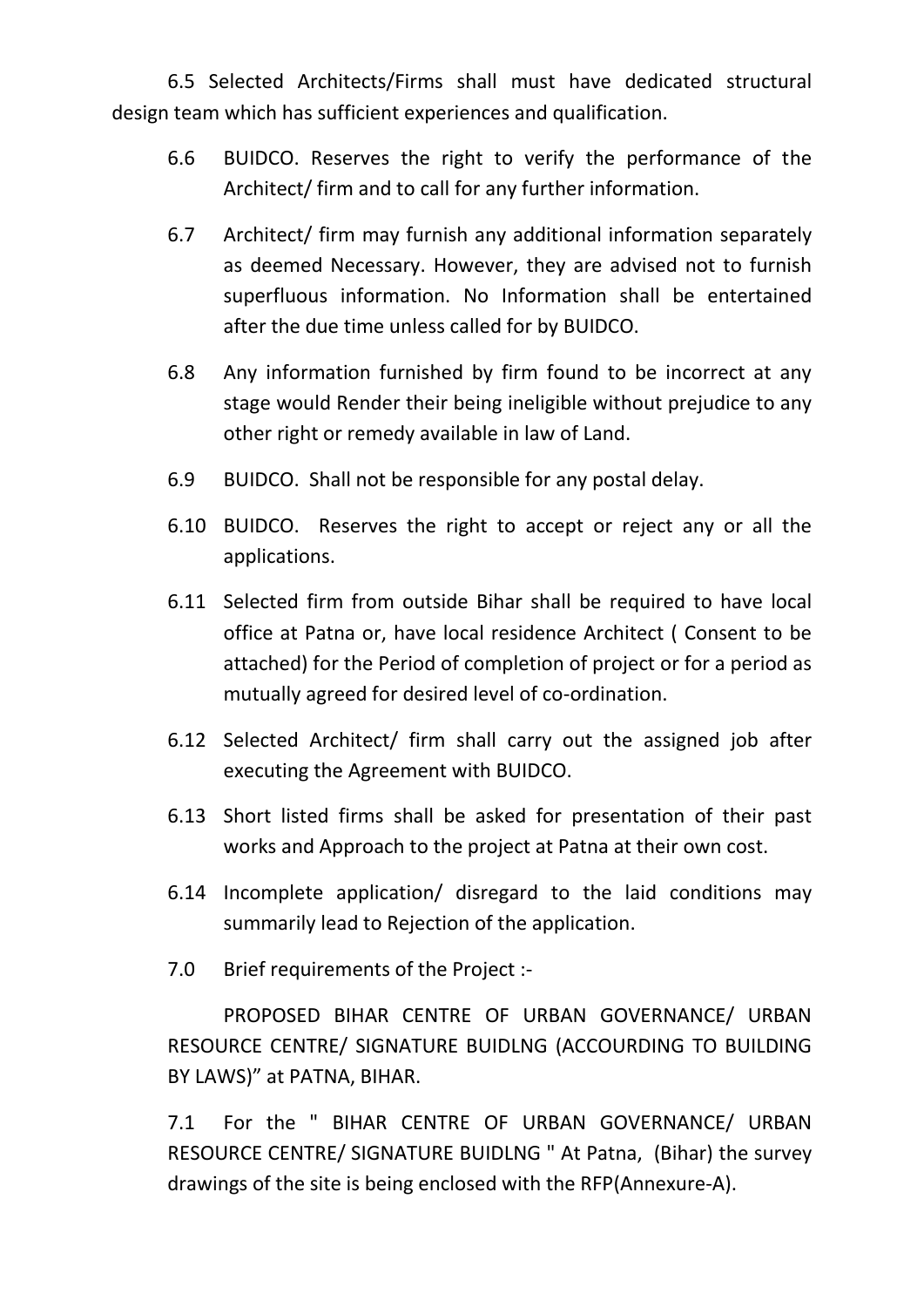6.5 Selected Architects/Firms shall must have dedicated structural design team which has sufficient experiences and qualification.

6.6 BUIDCO. Reserves the right to verify the performance of the Architect/ firm and to call for any further information.

6.7 Architect/ firm may furnish any additional information separately as deemed Necessary. However, they are advised not to furnish superfluous information. No Information shall be entertained after the due time unless called for by BUIDCO.

6.8 Any information furnished by firm found to be incorrect at any stage would Render their being ineligible without prejudice to any other right or remedy available in law of Land.

6.9 BUIDCO. Shall not be responsible for any postal delay.

6.10 BUIDCO. Reserves the right to accept or reject any or all the applications.

6.11 Selected firm from outside Bihar shall be required to have local office at Patna or, have local residence Architect ( Consent to be attached) for the Period of completion of project or for a period as mutually agreed for desired level of co-ordination.

6.12 Selected Architect/ firm shall carry out the assigned job after executing the Agreement with BUIDCO.

6.13 Short listed firms shall be asked for presentation of their past works and Approach to the project at Patna at their own cost.

6.14 Incomplete application/ disregard to the laid conditions may summarily lead to Rejection of the application.

7.0 Brief requirements of the Project :-

PROPOSED BIHAR CENTRE OF URBAN GOVERNANCE/ URBAN RESOURCE CENTRE/ SIGNATURE BUIDLNG (ACCOURDING TO BUILDING BY LAWS)" at PATNA, BIHAR.

7.1 For the " BIHAR CENTRE OF URBAN GOVERNANCE/ URBAN RESOURCE CENTRE/ SIGNATURE BUIDLNG " At Patna, (Bihar) the survey drawings of the site is being enclosed with the RFP(Annexure-A).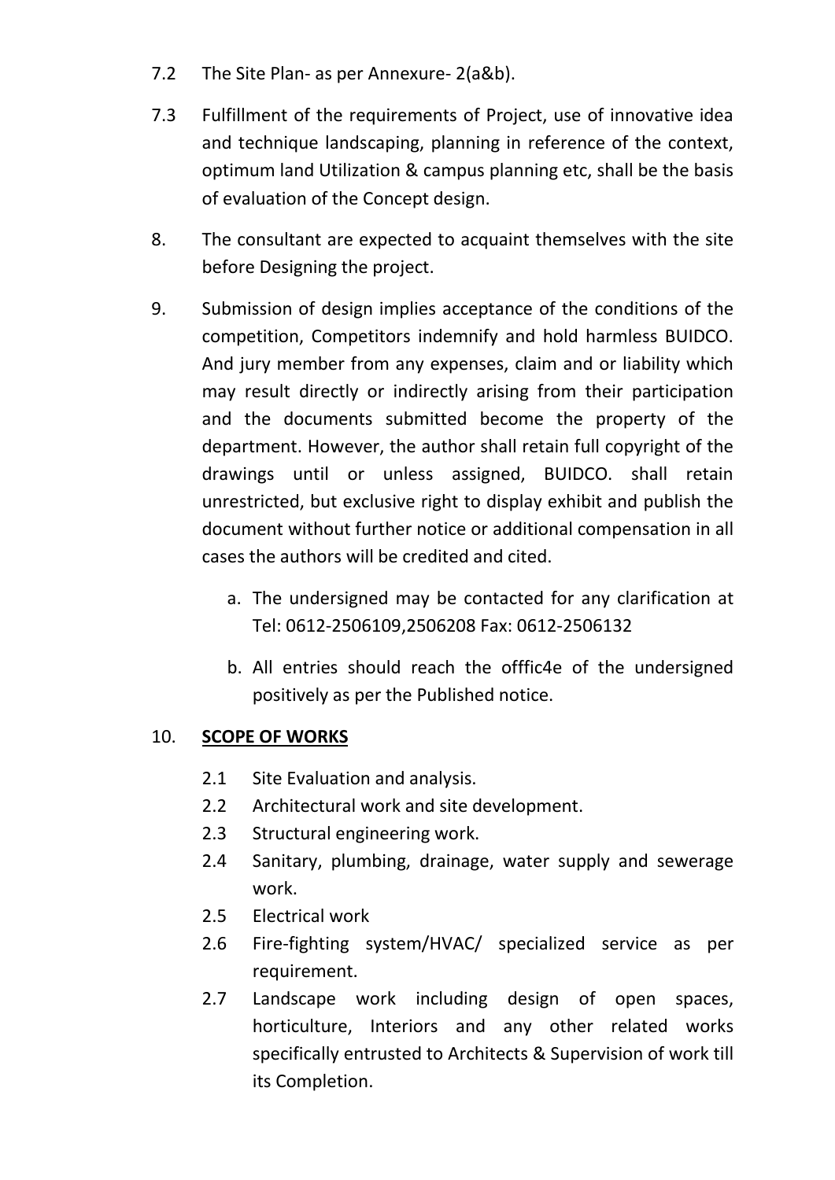7.2 The Site Plan- as per Annexure- 2(a&b).

7.3 Fulfillment of the requirements of Project, use of innovative idea and technique landscaping, planning in reference of the context, optimum land Utilization & campus planning etc, shall be the basis of evaluation of the Concept design.

8. The consultant are expected to acquaint themselves with the site before Designing the project.

9. Submission of design implies acceptance of the conditions of the competition, Competitors indemnify and hold harmless BUIDCO. And jury member from any expenses, claim and or liability which may result directly or indirectly arising from their participation and the documents submitted become the property of the department. However, the author shall retain full copyright of the drawings until or unless assigned, BUIDCO. shall retain unrestricted, but exclusive right to display exhibit and publish the document without further notice or additional compensation in all cases the authors will be credited and cited.

   a. The undersigned may be contacted for any clarification at Tel: 0612-2506109,2506208 Fax: 0612-2506132

   b. All entries should reach the offfic4e of the undersigned positively as per the Published notice.

10. **SCOPE OF WORKS**

   2.1 Site Evaluation and analysis.

   2.2 Architectural work and site development.

   2.3 Structural engineering work.

   2.4 Sanitary, plumbing, drainage, water supply and sewerage work.

   2.5 Electrical work

   2.6 Fire-fighting system/HVAC/ specialized service as per requirement.

   2.7 Landscape work including design of open spaces, horticulture, Interiors and any other related works specifically entrusted to Architects & Supervision of work till its Completion.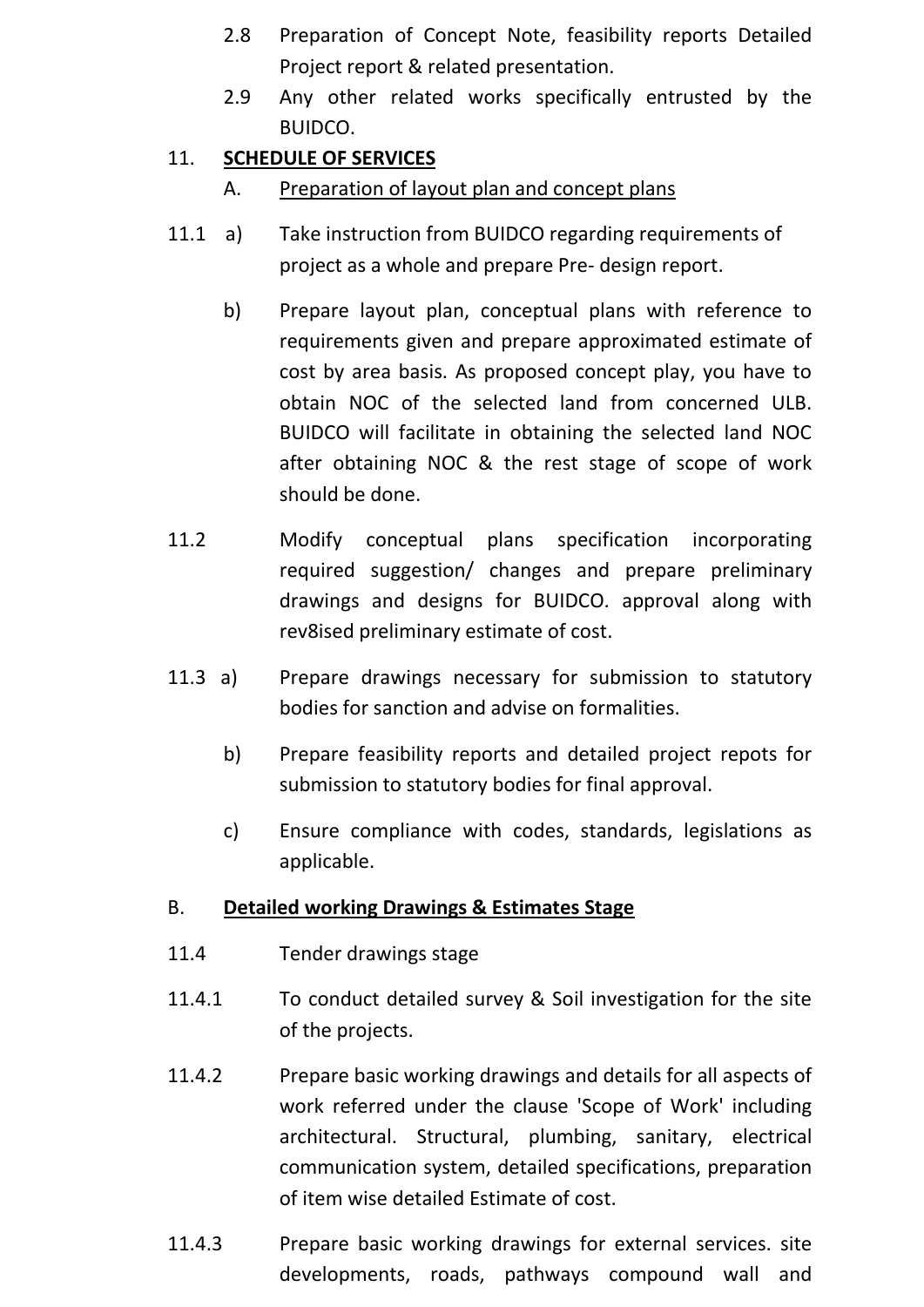2.8 Preparation of Concept Note, feasibility reports Detailed Project report & related presentation.

2.9 Any other related works specifically entrusted by the BUIDCO.

11. **SCHEDULE OF SERVICES**

A. Preparation of layout plan and concept plans

11.1 a) Take instruction from BUIDCO regarding requirements of project as a whole and prepare Pre- design report.

b) Prepare layout plan, conceptual plans with reference to requirements given and prepare approximated estimate of cost by area basis. As proposed concept play, you have to obtain NOC of the selected land from concerned ULB. BUIDCO will facilitate in obtaining the selected land NOC after obtaining NOC & the rest stage of scope of work should be done.

11.2 Modify conceptual plans specification incorporating required suggestion/ changes and prepare preliminary drawings and designs for BUIDCO. approval along with rev8ised preliminary estimate of cost.

11.3 a) Prepare drawings necessary for submission to statutory bodies for sanction and advise on formalities.

b) Prepare feasibility reports and detailed project repots for submission to statutory bodies for final approval.

c) Ensure compliance with codes, standards, legislations as applicable.

B. **Detailed working Drawings & Estimates Stage**

11.4 Tender drawings stage

11.4.1 To conduct detailed survey & Soil investigation for the site of the projects.

11.4.2 Prepare basic working drawings and details for all aspects of work referred under the clause 'Scope of Work' including architectural. Structural, plumbing, sanitary, electrical communication system, detailed specifications, preparation of item wise detailed Estimate of cost.

11.4.3 Prepare basic working drawings for external services. site developments, roads, pathways compound wall and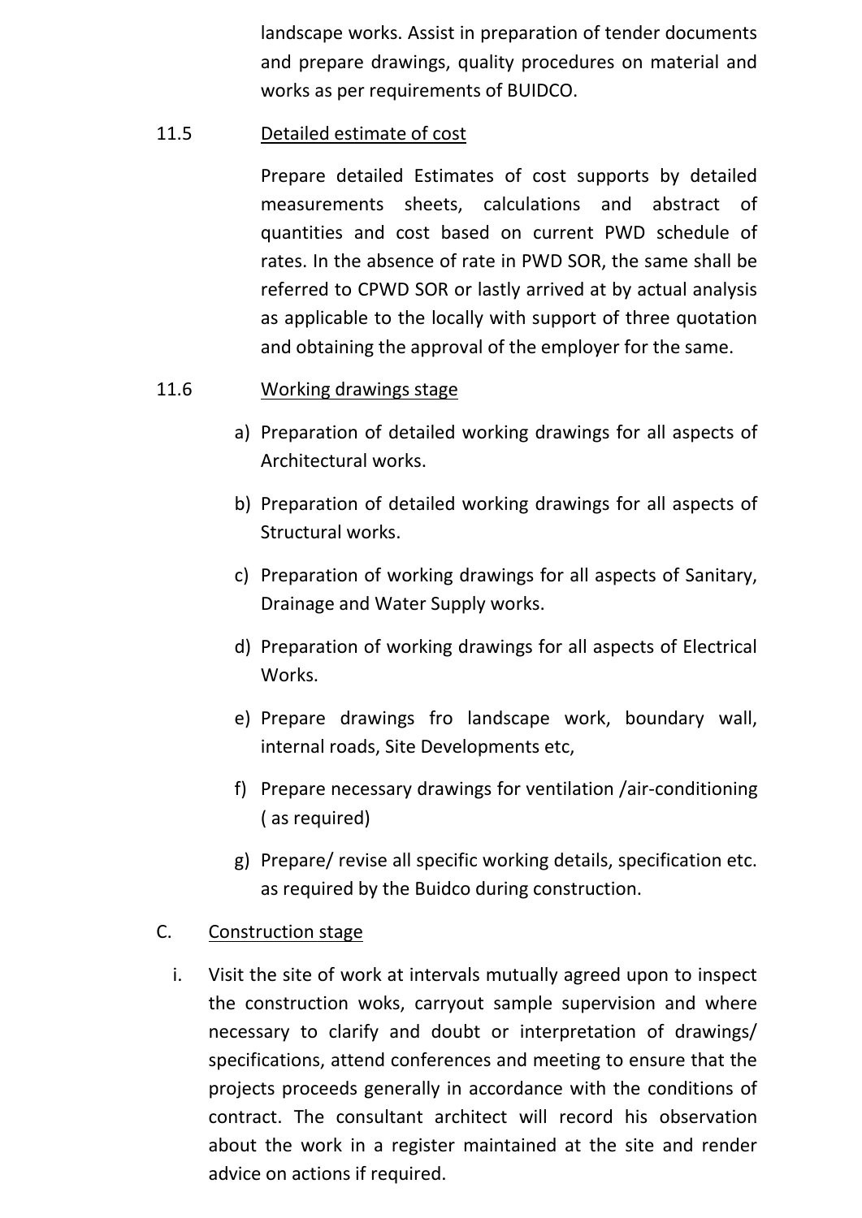landscape works. Assist in preparation of tender documents and prepare drawings, quality procedures on material and works as per requirements of BUIDCO.

11.5 <u>Detailed estimate of cost</u>

Prepare detailed Estimates of cost supports by detailed measurements sheets, calculations and abstract of quantities and cost based on current PWD schedule of rates. In the absence of rate in PWD SOR, the same shall be referred to CPWD SOR or lastly arrived at by actual analysis as applicable to the locally with support of three quotation and obtaining the approval of the employer for the same.

11.6 <u>Working drawings stage</u>

a) Preparation of detailed working drawings for all aspects of Architectural works.

b) Preparation of detailed working drawings for all aspects of Structural works.

c) Preparation of working drawings for all aspects of Sanitary, Drainage and Water Supply works.

d) Preparation of working drawings for all aspects of Electrical Works.

e) Prepare drawings fro landscape work, boundary wall, internal roads, Site Developments etc,

f) Prepare necessary drawings for ventilation /air-conditioning ( as required)

g) Prepare/ revise all specific working details, specification etc. as required by the Buidco during construction.

C. <u>Construction stage</u>

i. Visit the site of work at intervals mutually agreed upon to inspect the construction woks, carryout sample supervision and where necessary to clarify and doubt or interpretation of drawings/ specifications, attend conferences and meeting to ensure that the projects proceeds generally in accordance with the conditions of contract. The consultant architect will record his observation about the work in a register maintained at the site and render advice on actions if required.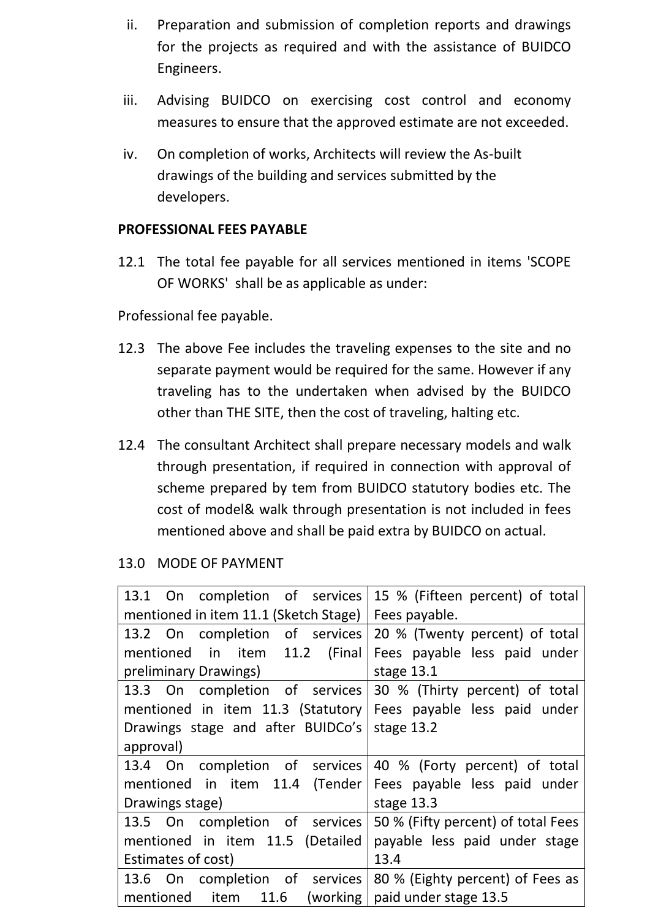ii. Preparation and submission of completion reports and drawings for the projects as required and with the assistance of BUIDCO Engineers.

iii. Advising BUIDCO on exercising cost control and economy measures to ensure that the approved estimate are not exceeded.

iv. On completion of works, Architects will review the As-built drawings of the building and services submitted by the developers.

**PROFESSIONAL FEES PAYABLE**

12.1 The total fee payable for all services mentioned in items 'SCOPE OF WORKS' shall be as applicable as under:

Professional fee payable.

12.3 The above Fee includes the traveling expenses to the site and no separate payment would be required for the same. However if any traveling has to the undertaken when advised by the BUIDCO other than THE SITE, then the cost of traveling, halting etc.

12.4 The consultant Architect shall prepare necessary models and walk through presentation, if required in connection with approval of scheme prepared by tem from BUIDCO statutory bodies etc. The cost of model& walk through presentation is not included in fees mentioned above and shall be paid extra by BUIDCO on actual.

13.0 MODE OF PAYMENT

| | |
|---|---|
| 13.1 On completion of services mentioned in item 11.1 (Sketch Stage) | 15 % (Fifteen percent) of total Fees payable. |
| 13.2 On completion of services mentioned in item 11.2 (Final preliminary Drawings) | 20 % (Twenty percent) of total Fees payable less paid under stage 13.1 |
| 13.3 On completion of services mentioned in item 11.3 (Statutory Drawings stage and after BUIDCo's approval) | 30 % (Thirty percent) of total Fees payable less paid under stage 13.2 |
| 13.4 On completion of services mentioned in item 11.4 (Tender Drawings stage) | 40 % (Forty percent) of total Fees payable less paid under stage 13.3 |
| 13.5 On completion of services mentioned in item 11.5 (Detailed Estimates of cost) | 50 % (Fifty percent) of total Fees payable less paid under stage 13.4 |
| 13.6 On completion of services mentioned item 11.6 (working | 80 % (Eighty percent) of Fees as paid under stage 13.5 |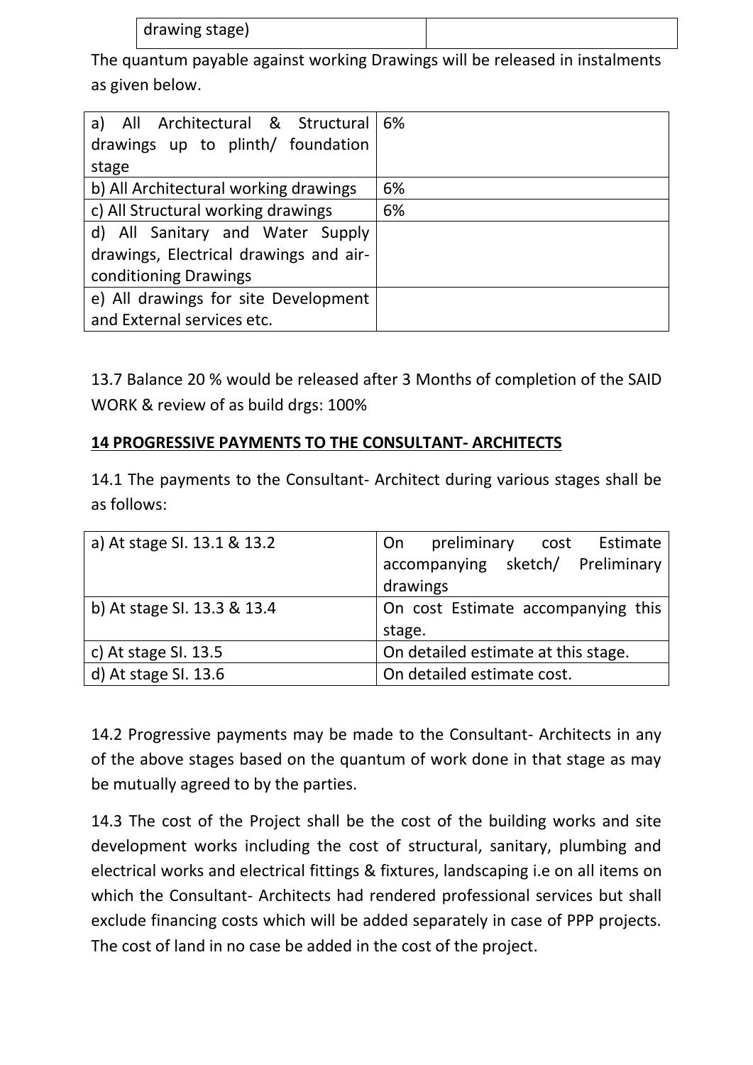| drawing stage) | |
|---|---|

The quantum payable against working Drawings will be released in instalments as given below.

| a) All Architectural & Structural drawings up to plinth/ foundation stage | 6% |
|---|---|
| b) All Architectural working drawings | 6% |
| c) All Structural working drawings | 6% |
| d) All Sanitary and Water Supply drawings, Electrical drawings and air-conditioning Drawings | |
| e) All drawings for site Development and External services etc. | |

13.7 Balance 20 % would be released after 3 Months of completion of the SAID WORK & review of as build drgs: 100%

**14 PROGRESSIVE PAYMENTS TO THE CONSULTANT- ARCHITECTS**

14.1 The payments to the Consultant- Architect during various stages shall be as follows:

| a) At stage SI. 13.1 & 13.2 | On preliminary cost Estimate accompanying sketch/ Preliminary drawings |
|---|---|
| b) At stage SI. 13.3 & 13.4 | On cost Estimate accompanying this stage. |
| c) At stage SI. 13.5 | On detailed estimate at this stage. |
| d) At stage SI. 13.6 | On detailed estimate cost. |

14.2 Progressive payments may be made to the Consultant- Architects in any of the above stages based on the quantum of work done in that stage as may be mutually agreed to by the parties.

14.3 The cost of the Project shall be the cost of the building works and site development works including the cost of structural, sanitary, plumbing and electrical works and electrical fittings & fixtures, landscaping i.e on all items on which the Consultant- Architects had rendered professional services but shall exclude financing costs which will be added separately in case of PPP projects. The cost of land in no case be added in the cost of the project.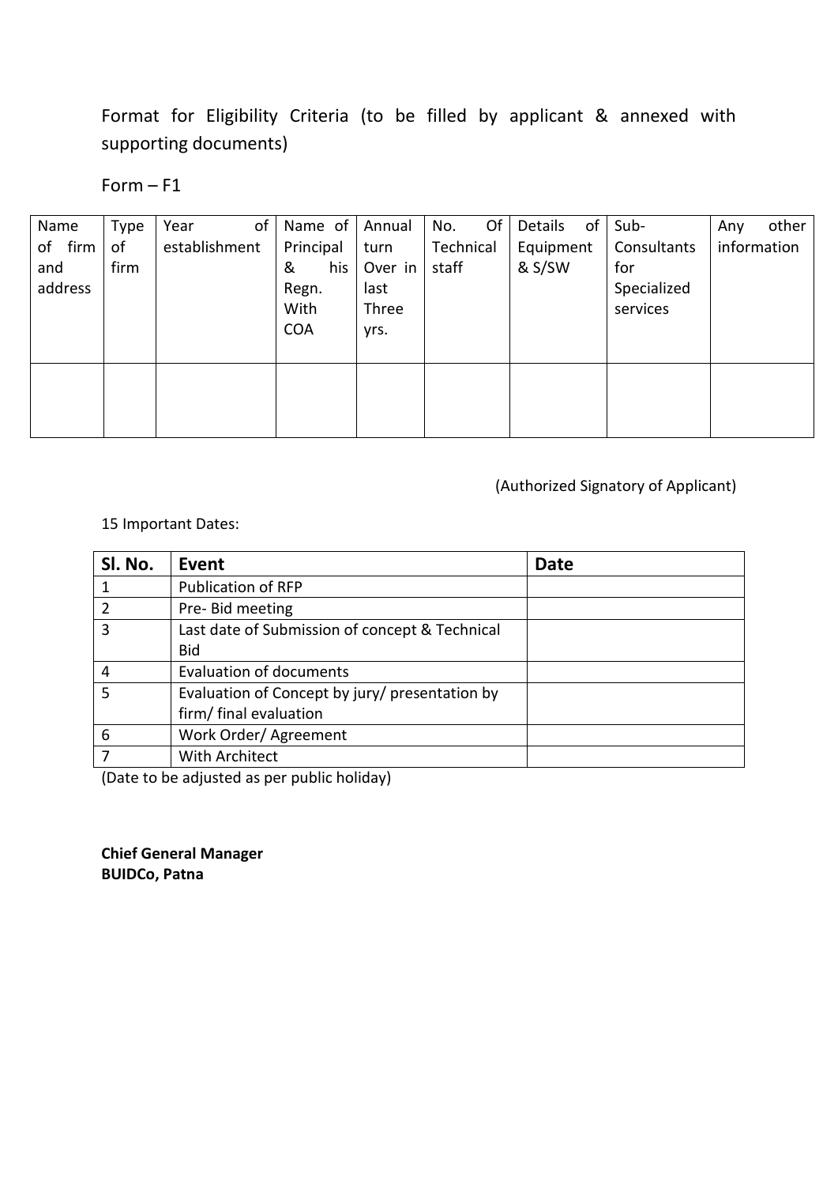Format for Eligibility Criteria (to be filled by applicant & annexed with supporting documents)

Form – F1

| Name of firm and address | Type of firm | Year of establishment | Name of Principal & his Regn. With COA | Annual turn Over in last Three yrs. | No. Of Technical staff | Details of Equipment & S/SW | Sub-Consultants for Specialized services | Any other information |
|---|---|---|---|---|---|---|---|---|
| | | | | | | | | |

(Authorized Signatory of Applicant)

15 Important Dates:

| Sl. No. | Event | Date |
|---|---|---|
| 1 | Publication of RFP | |
| 2 | Pre- Bid meeting | |
| 3 | Last date of Submission of concept & Technical Bid | |
| 4 | Evaluation of documents | |
| 5 | Evaluation of Concept by jury/ presentation by firm/ final evaluation | |
| 6 | Work Order/ Agreement | |
| 7 | With Architect | |

(Date to be adjusted as per public holiday)

**Chief General Manager**
**BUIDCo, Patna**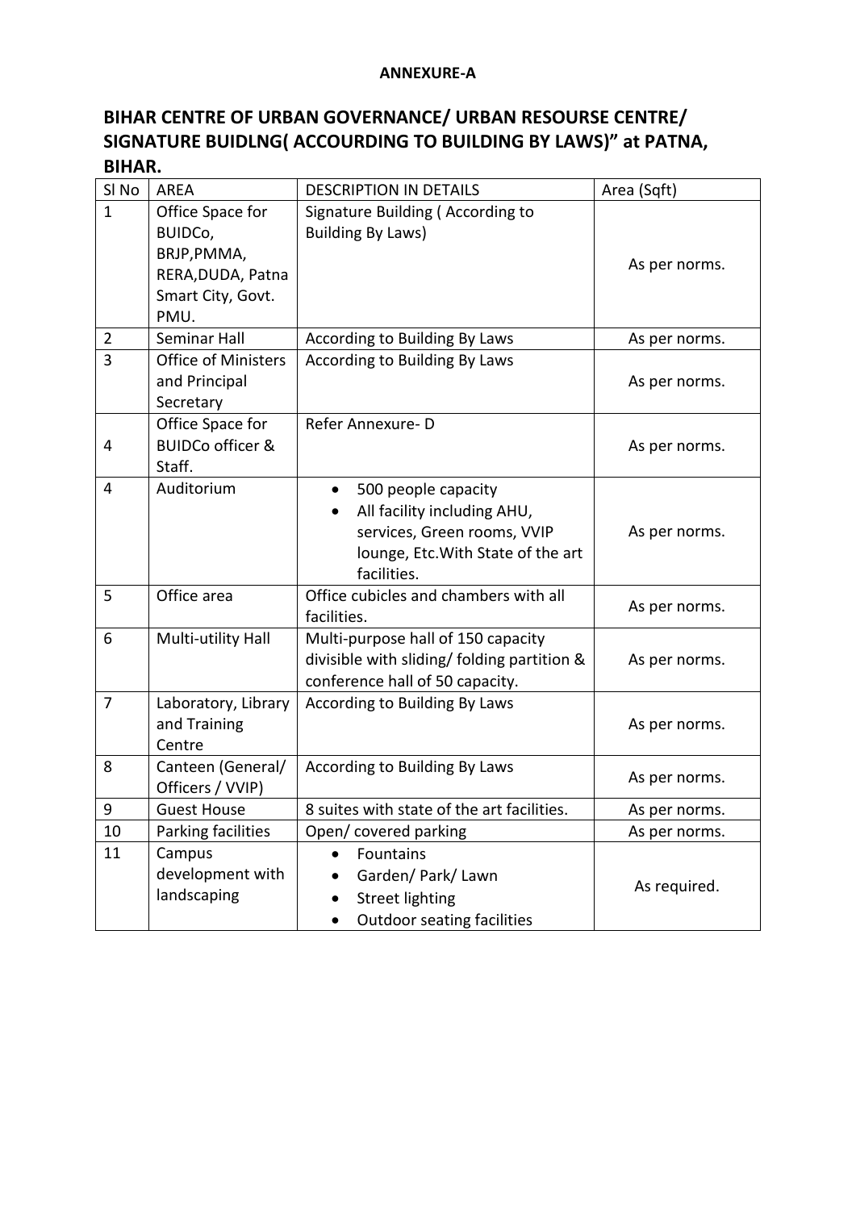**ANNEXURE-A**

## BIHAR CENTRE OF URBAN GOVERNANCE/ URBAN RESOURSE CENTRE/ SIGNATURE BUIDLNG( ACCOURDING TO BUILDING BY LAWS)" at PATNA, BIHAR.

| Sl No | AREA | DESCRIPTION IN DETAILS | Area (Sqft) |
|---|---|---|---|
| 1 | Office Space for BUIDCo, BRJP,PMMA, RERA,DUDA, Patna Smart City, Govt. PMU. | Signature Building ( According to Building By Laws) | As per norms. |
| 2 | Seminar Hall | According to Building By Laws | As per norms. |
| 3 | Office of Ministers and Principal Secretary | According to Building By Laws | As per norms. |
| 4 | Office Space for BUIDCo officer & Staff. | Refer Annexure- D | As per norms. |
| 4 | Auditorium | • 500 people capacity<br>• All facility including AHU, services, Green rooms, VVIP lounge, Etc.With State of the art facilities. | As per norms. |
| 5 | Office area | Office cubicles and chambers with all facilities. | As per norms. |
| 6 | Multi-utility Hall | Multi-purpose hall of 150 capacity divisible with sliding/ folding partition & conference hall of 50 capacity. | As per norms. |
| 7 | Laboratory, Library and Training Centre | According to Building By Laws | As per norms. |
| 8 | Canteen (General/ Officers / VVIP) | According to Building By Laws | As per norms. |
| 9 | Guest House | 8 suites with state of the art facilities. | As per norms. |
| 10 | Parking facilities | Open/ covered parking | As per norms. |
| 11 | Campus development with landscaping | • Fountains<br>• Garden/ Park/ Lawn<br>• Street lighting<br>• Outdoor seating facilities | As required. |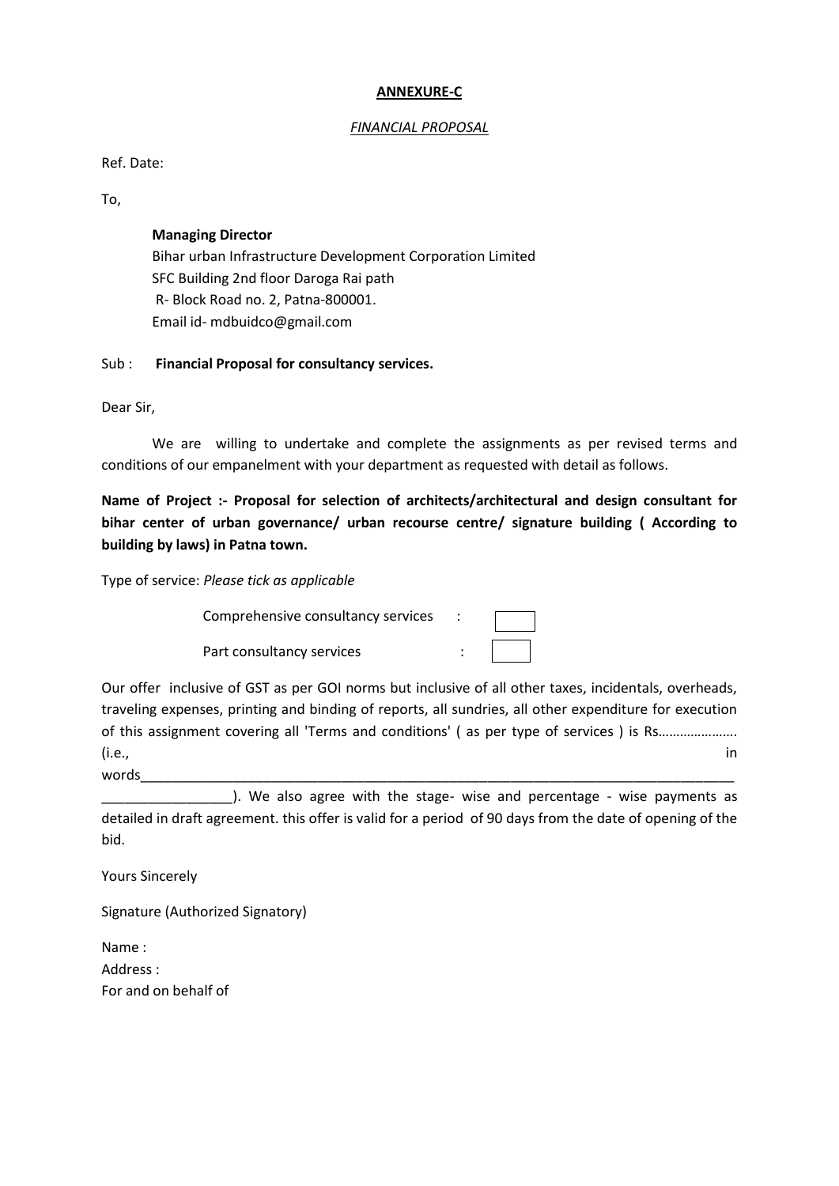**ANNEXURE-C**

*FINANCIAL PROPOSAL*

Ref. Date:

To,

**Managing Director**
Bihar urban Infrastructure Development Corporation Limited
SFC Building 2nd floor Daroga Rai path
R- Block Road no. 2, Patna-800001.
Email id- mdbuidco@gmail.com

Sub : **Financial Proposal for consultancy services.**

Dear Sir,

We are willing to undertake and complete the assignments as per revised terms and conditions of our empanelment with your department as requested with detail as follows.

**Name of Project :- Proposal for selection of architects/architectural and design consultant for bihar center of urban governance/ urban recourse centre/ signature building ( According to building by laws) in Patna town.**

Type of service: *Please tick as applicable*

Comprehensive consultancy services : ☐

Part consultancy services : ☐

Our offer inclusive of GST as per GOI norms but inclusive of all other taxes, incidentals, overheads, traveling expenses, printing and binding of reports, all sundries, all other expenditure for execution of this assignment covering all 'Terms and conditions' ( as per type of services ) is Rs………………….. (i.e., in words\_\_\_\_\_\_\_\_\_\_\_\_\_\_\_\_\_\_\_\_\_\_\_\_\_\_\_\_\_\_\_\_\_\_\_\_\_\_\_\_\_\_\_\_\_\_\_\_\_\_\_\_\_\_\_\_\_\_\_\_\_\_\_\_\_\_\_\_\_\_\_\_\_\_\_\_\_\_\_\_\_\_\_\_\_\_\_\_\_\_\_\_\_\_\_\_\_\_\_\_\_\_). We also agree with the stage- wise and percentage - wise payments as detailed in draft agreement. this offer is valid for a period of 90 days from the date of opening of the bid.

Yours Sincerely

Signature (Authorized Signatory)

Name :
Address :
For and on behalf of